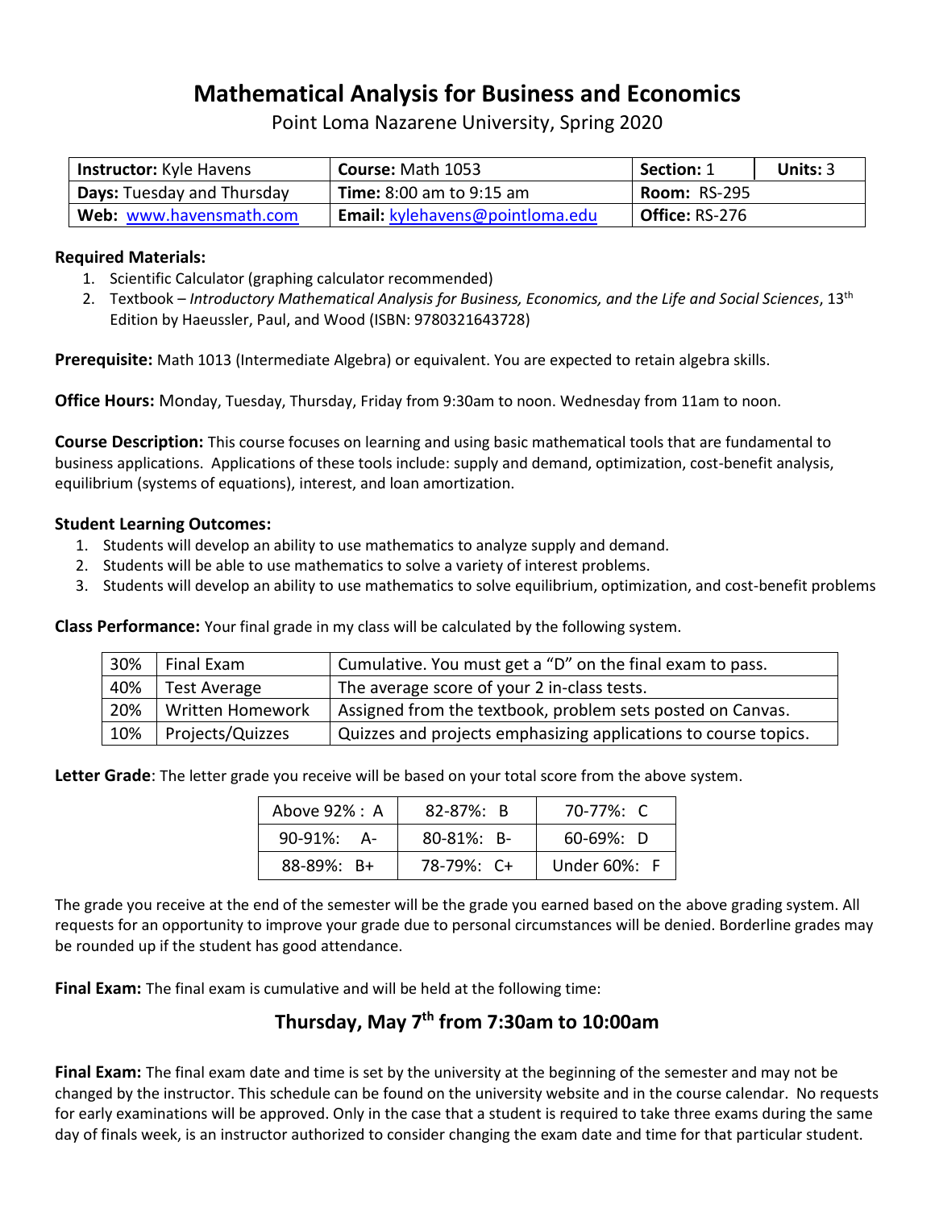# Mathematical Analysis for Business and Economics

Point Loma Nazarene University, Spring 2020

| **Instructor:** Kyle Havens | **Course:** Math 1053 | **Section:** 1 | **Units:** 3 |
|---|---|---|---|
| **Days:** Tuesday and Thursday | **Time:** 8:00 am to 9:15 am | **Room:** RS-295 | |
| **Web:** www.havensmath.com | **Email:** kylehavens@pointloma.edu | **Office:** RS-276 | |

**Required Materials:**

1. Scientific Calculator (graphing calculator recommended)
2. Textbook – *Introductory Mathematical Analysis for Business, Economics, and the Life and Social Sciences*, 13th Edition by Haeussler, Paul, and Wood (ISBN: 9780321643728)

**Prerequisite:** Math 1013 (Intermediate Algebra) or equivalent. You are expected to retain algebra skills.

**Office Hours:** Monday, Tuesday, Thursday, Friday from 9:30am to noon. Wednesday from 11am to noon.

**Course Description:** This course focuses on learning and using basic mathematical tools that are fundamental to business applications. Applications of these tools include: supply and demand, optimization, cost-benefit analysis, equilibrium (systems of equations), interest, and loan amortization.

**Student Learning Outcomes:**

1. Students will develop an ability to use mathematics to analyze supply and demand.
2. Students will be able to use mathematics to solve a variety of interest problems.
3. Students will develop an ability to use mathematics to solve equilibrium, optimization, and cost-benefit problems

**Class Performance:** Your final grade in my class will be calculated by the following system.

| 30% | Final Exam | Cumulative. You must get a "D" on the final exam to pass. |
|---|---|---|
| 40% | Test Average | The average score of your 2 in-class tests. |
| 20% | Written Homework | Assigned from the textbook, problem sets posted on Canvas. |
| 10% | Projects/Quizzes | Quizzes and projects emphasizing applications to course topics. |

**Letter Grade**: The letter grade you receive will be based on your total score from the above system.

| Above 92% : A | 82-87%: B | 70-77%: C |
|---|---|---|
| 90-91%: A- | 80-81%: B- | 60-69%: D |
| 88-89%: B+ | 78-79%: C+ | Under 60%: F |

The grade you receive at the end of the semester will be the grade you earned based on the above grading system. All requests for an opportunity to improve your grade due to personal circumstances will be denied. Borderline grades may be rounded up if the student has good attendance.

**Final Exam:** The final exam is cumulative and will be held at the following time:

## Thursday, May 7th from 7:30am to 10:00am

**Final Exam:** The final exam date and time is set by the university at the beginning of the semester and may not be changed by the instructor. This schedule can be found on the university website and in the course calendar. No requests for early examinations will be approved. Only in the case that a student is required to take three exams during the same day of finals week, is an instructor authorized to consider changing the exam date and time for that particular student.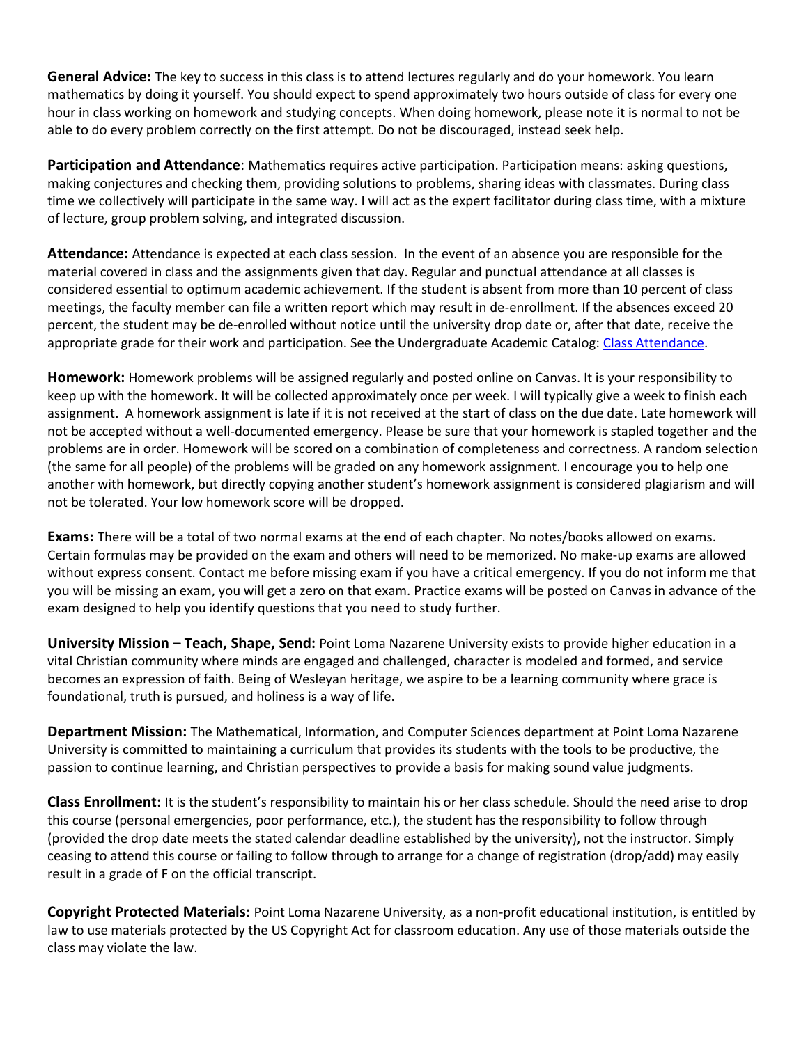**General Advice:** The key to success in this class is to attend lectures regularly and do your homework. You learn mathematics by doing it yourself. You should expect to spend approximately two hours outside of class for every one hour in class working on homework and studying concepts. When doing homework, please note it is normal to not be able to do every problem correctly on the first attempt. Do not be discouraged, instead seek help.

**Participation and Attendance**: Mathematics requires active participation. Participation means: asking questions, making conjectures and checking them, providing solutions to problems, sharing ideas with classmates. During class time we collectively will participate in the same way. I will act as the expert facilitator during class time, with a mixture of lecture, group problem solving, and integrated discussion.

**Attendance:** Attendance is expected at each class session. In the event of an absence you are responsible for the material covered in class and the assignments given that day. Regular and punctual attendance at all classes is considered essential to optimum academic achievement. If the student is absent from more than 10 percent of class meetings, the faculty member can file a written report which may result in de-enrollment. If the absences exceed 20 percent, the student may be de-enrolled without notice until the university drop date or, after that date, receive the appropriate grade for their work and participation. See the Undergraduate Academic Catalog: Class Attendance.

**Homework:** Homework problems will be assigned regularly and posted online on Canvas. It is your responsibility to keep up with the homework. It will be collected approximately once per week. I will typically give a week to finish each assignment. A homework assignment is late if it is not received at the start of class on the due date. Late homework will not be accepted without a well-documented emergency. Please be sure that your homework is stapled together and the problems are in order. Homework will be scored on a combination of completeness and correctness. A random selection (the same for all people) of the problems will be graded on any homework assignment. I encourage you to help one another with homework, but directly copying another student's homework assignment is considered plagiarism and will not be tolerated. Your low homework score will be dropped.

**Exams:** There will be a total of two normal exams at the end of each chapter. No notes/books allowed on exams. Certain formulas may be provided on the exam and others will need to be memorized. No make-up exams are allowed without express consent. Contact me before missing exam if you have a critical emergency. If you do not inform me that you will be missing an exam, you will get a zero on that exam. Practice exams will be posted on Canvas in advance of the exam designed to help you identify questions that you need to study further.

**University Mission – Teach, Shape, Send:** Point Loma Nazarene University exists to provide higher education in a vital Christian community where minds are engaged and challenged, character is modeled and formed, and service becomes an expression of faith. Being of Wesleyan heritage, we aspire to be a learning community where grace is foundational, truth is pursued, and holiness is a way of life.

**Department Mission:** The Mathematical, Information, and Computer Sciences department at Point Loma Nazarene University is committed to maintaining a curriculum that provides its students with the tools to be productive, the passion to continue learning, and Christian perspectives to provide a basis for making sound value judgments.

**Class Enrollment:** It is the student's responsibility to maintain his or her class schedule. Should the need arise to drop this course (personal emergencies, poor performance, etc.), the student has the responsibility to follow through (provided the drop date meets the stated calendar deadline established by the university), not the instructor. Simply ceasing to attend this course or failing to follow through to arrange for a change of registration (drop/add) may easily result in a grade of F on the official transcript.

**Copyright Protected Materials:** Point Loma Nazarene University, as a non-profit educational institution, is entitled by law to use materials protected by the US Copyright Act for classroom education. Any use of those materials outside the class may violate the law.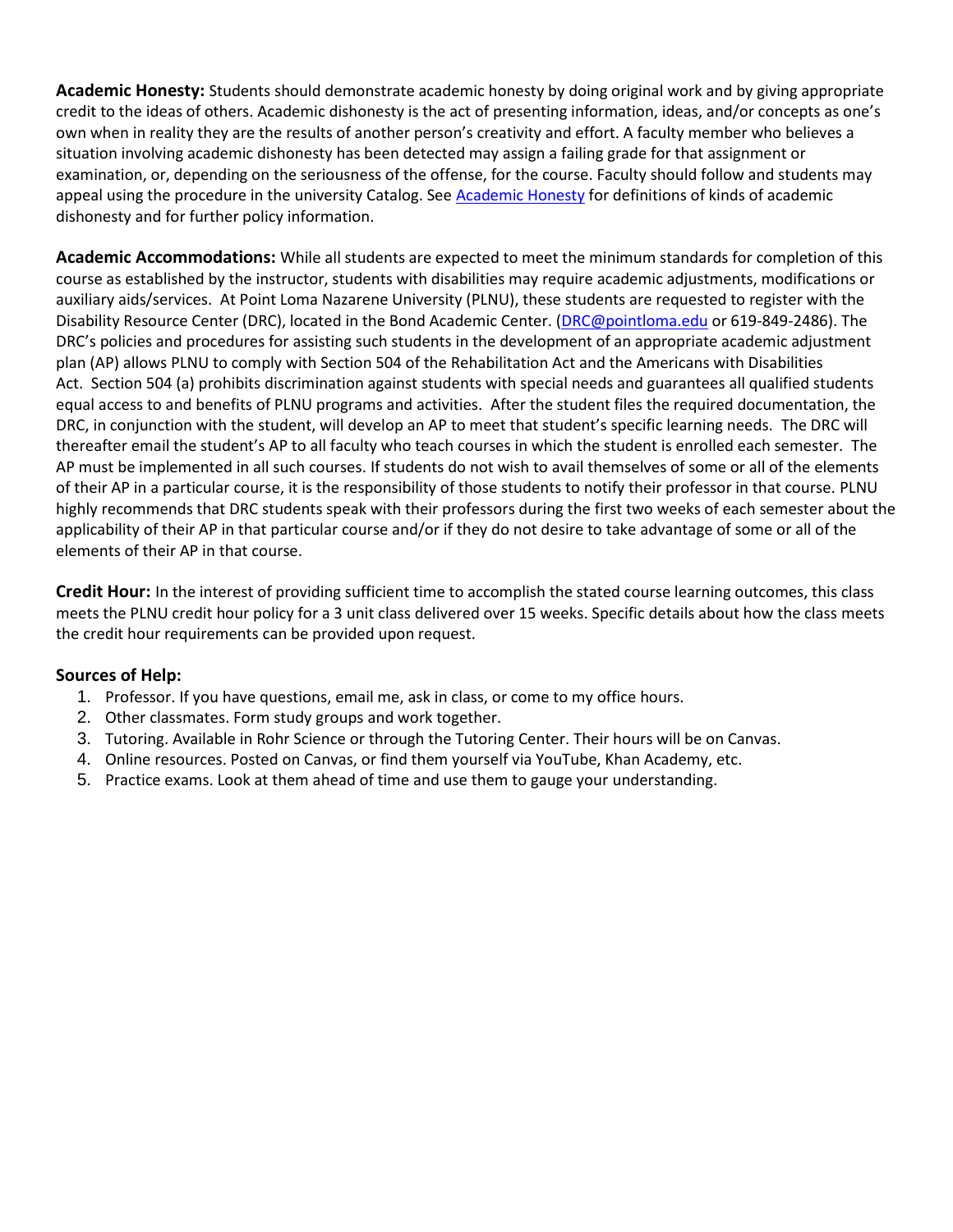**Academic Honesty:** Students should demonstrate academic honesty by doing original work and by giving appropriate credit to the ideas of others. Academic dishonesty is the act of presenting information, ideas, and/or concepts as one's own when in reality they are the results of another person's creativity and effort. A faculty member who believes a situation involving academic dishonesty has been detected may assign a failing grade for that assignment or examination, or, depending on the seriousness of the offense, for the course. Faculty should follow and students may appeal using the procedure in the university Catalog. See Academic Honesty for definitions of kinds of academic dishonesty and for further policy information.

**Academic Accommodations:** While all students are expected to meet the minimum standards for completion of this course as established by the instructor, students with disabilities may require academic adjustments, modifications or auxiliary aids/services. At Point Loma Nazarene University (PLNU), these students are requested to register with the Disability Resource Center (DRC), located in the Bond Academic Center. (DRC@pointloma.edu or 619-849-2486). The DRC's policies and procedures for assisting such students in the development of an appropriate academic adjustment plan (AP) allows PLNU to comply with Section 504 of the Rehabilitation Act and the Americans with Disabilities Act. Section 504 (a) prohibits discrimination against students with special needs and guarantees all qualified students equal access to and benefits of PLNU programs and activities. After the student files the required documentation, the DRC, in conjunction with the student, will develop an AP to meet that student's specific learning needs. The DRC will thereafter email the student's AP to all faculty who teach courses in which the student is enrolled each semester. The AP must be implemented in all such courses. If students do not wish to avail themselves of some or all of the elements of their AP in a particular course, it is the responsibility of those students to notify their professor in that course. PLNU highly recommends that DRC students speak with their professors during the first two weeks of each semester about the applicability of their AP in that particular course and/or if they do not desire to take advantage of some or all of the elements of their AP in that course.

**Credit Hour:** In the interest of providing sufficient time to accomplish the stated course learning outcomes, this class meets the PLNU credit hour policy for a 3 unit class delivered over 15 weeks. Specific details about how the class meets the credit hour requirements can be provided upon request.

### Sources of Help:

1. Professor. If you have questions, email me, ask in class, or come to my office hours.
2. Other classmates. Form study groups and work together.
3. Tutoring. Available in Rohr Science or through the Tutoring Center. Their hours will be on Canvas.
4. Online resources. Posted on Canvas, or find them yourself via YouTube, Khan Academy, etc.
5. Practice exams. Look at them ahead of time and use them to gauge your understanding.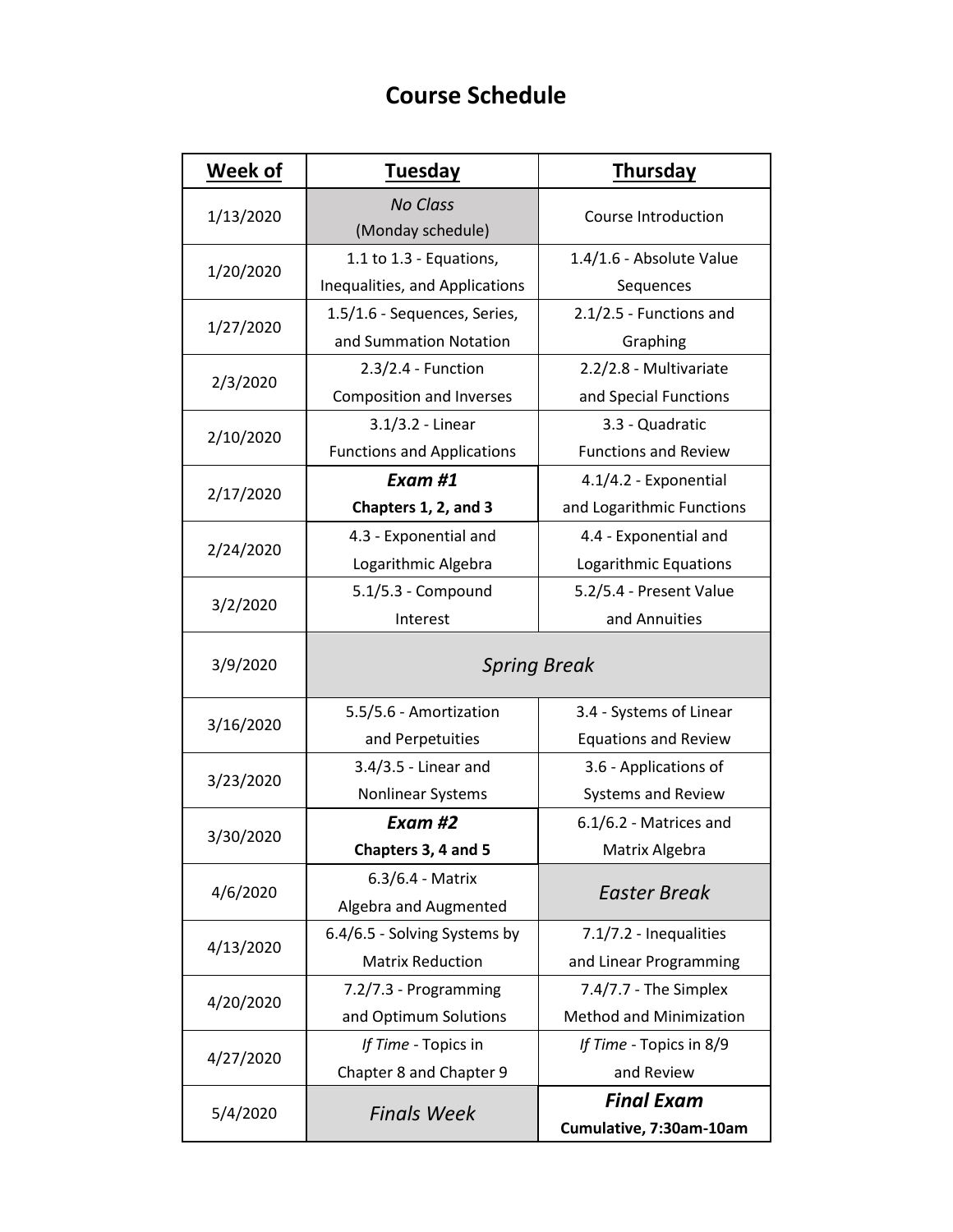# Course Schedule

| <u>**Week of**</u> | <u>**Tuesday**</u> | <u>**Thursday**</u> |
|---|---|---|
| 1/13/2020 | *No Class* (Monday schedule) | Course Introduction |
| 1/20/2020 | 1.1 to 1.3 - Equations, Inequalities, and Applications | 1.4/1.6 - Absolute Value Sequences |
| 1/27/2020 | 1.5/1.6 - Sequences, Series, and Summation Notation | 2.1/2.5 - Functions and Graphing |
| 2/3/2020 | 2.3/2.4 - Function Composition and Inverses | 2.2/2.8 - Multivariate and Special Functions |
| 2/10/2020 | 3.1/3.2 - Linear Functions and Applications | 3.3 - Quadratic Functions and Review |
| 2/17/2020 | ***Exam #1*** **Chapters 1, 2, and 3** | 4.1/4.2 - Exponential and Logarithmic Functions |
| 2/24/2020 | 4.3 - Exponential and Logarithmic Algebra | 4.4 - Exponential and Logarithmic Equations |
| 3/2/2020 | 5.1/5.3 - Compound Interest | 5.2/5.4 - Present Value and Annuities |
| 3/9/2020 | *Spring Break* | |
| 3/16/2020 | 5.5/5.6 - Amortization and Perpetuities | 3.4 - Systems of Linear Equations and Review |
| 3/23/2020 | 3.4/3.5 - Linear and Nonlinear Systems | 3.6 - Applications of Systems and Review |
| 3/30/2020 | ***Exam #2*** **Chapters 3, 4 and 5** | 6.1/6.2 - Matrices and Matrix Algebra |
| 4/6/2020 | 6.3/6.4 - Matrix Algebra and Augmented | *Easter Break* |
| 4/13/2020 | 6.4/6.5 - Solving Systems by Matrix Reduction | 7.1/7.2 - Inequalities and Linear Programming |
| 4/20/2020 | 7.2/7.3 - Programming and Optimum Solutions | 7.4/7.7 - The Simplex Method and Minimization |
| 4/27/2020 | *If Time* - Topics in Chapter 8 and Chapter 9 | *If Time* - Topics in 8/9 and Review |
| 5/4/2020 | *Finals Week* | ***Final Exam*** **Cumulative, 7:30am-10am** |